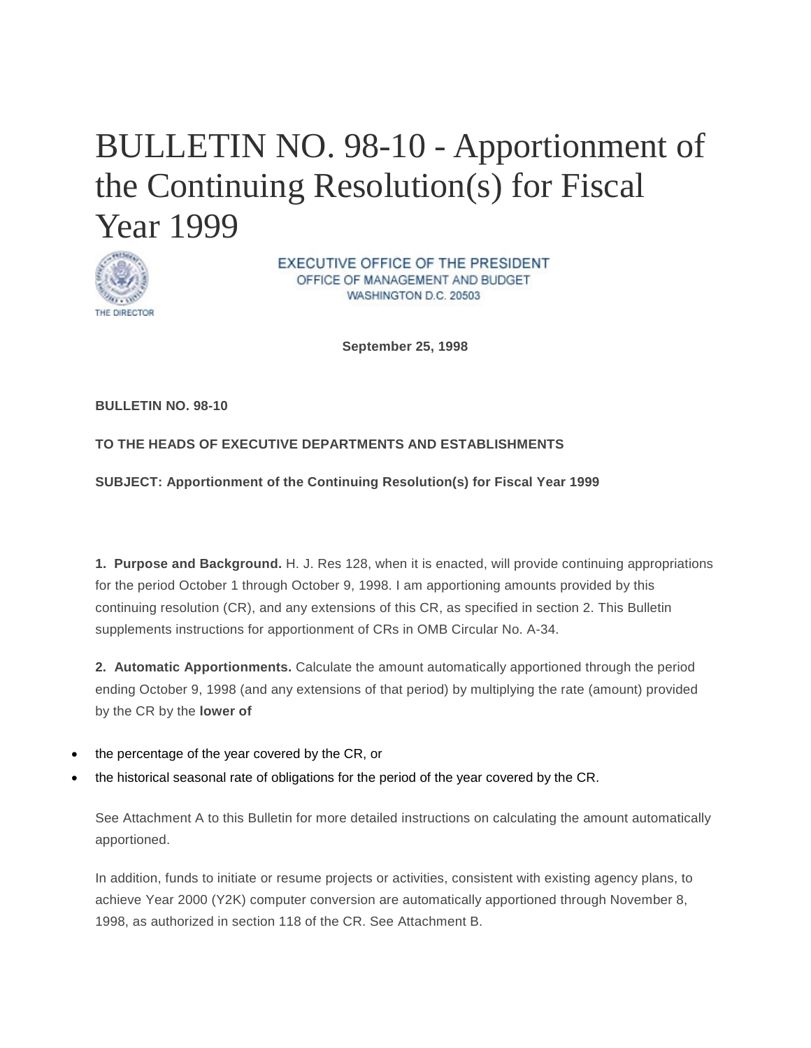# BULLETIN NO. 98-10 - Apportionment of the Continuing Resolution(s) for Fiscal Year 1999

THE DIRECTOR

EXECUTIVE OFFICE OF THE PRESIDENT
OFFICE OF MANAGEMENT AND BUDGET
WASHINGTON D.C. 20503

**September 25, 1998**

**BULLETIN NO. 98-10**

**TO THE HEADS OF EXECUTIVE DEPARTMENTS AND ESTABLISHMENTS**

**SUBJECT: Apportionment of the Continuing Resolution(s) for Fiscal Year 1999**

**1. Purpose and Background.** H. J. Res 128, when it is enacted, will provide continuing appropriations for the period October 1 through October 9, 1998. I am apportioning amounts provided by this continuing resolution (CR), and any extensions of this CR, as specified in section 2. This Bulletin supplements instructions for apportionment of CRs in OMB Circular No. A-34.

**2. Automatic Apportionments.** Calculate the amount automatically apportioned through the period ending October 9, 1998 (and any extensions of that period) by multiplying the rate (amount) provided by the CR by the **lower of**

- the percentage of the year covered by the CR, or
- the historical seasonal rate of obligations for the period of the year covered by the CR.

See Attachment A to this Bulletin for more detailed instructions on calculating the amount automatically apportioned.

In addition, funds to initiate or resume projects or activities, consistent with existing agency plans, to achieve Year 2000 (Y2K) computer conversion are automatically apportioned through November 8, 1998, as authorized in section 118 of the CR. See Attachment B.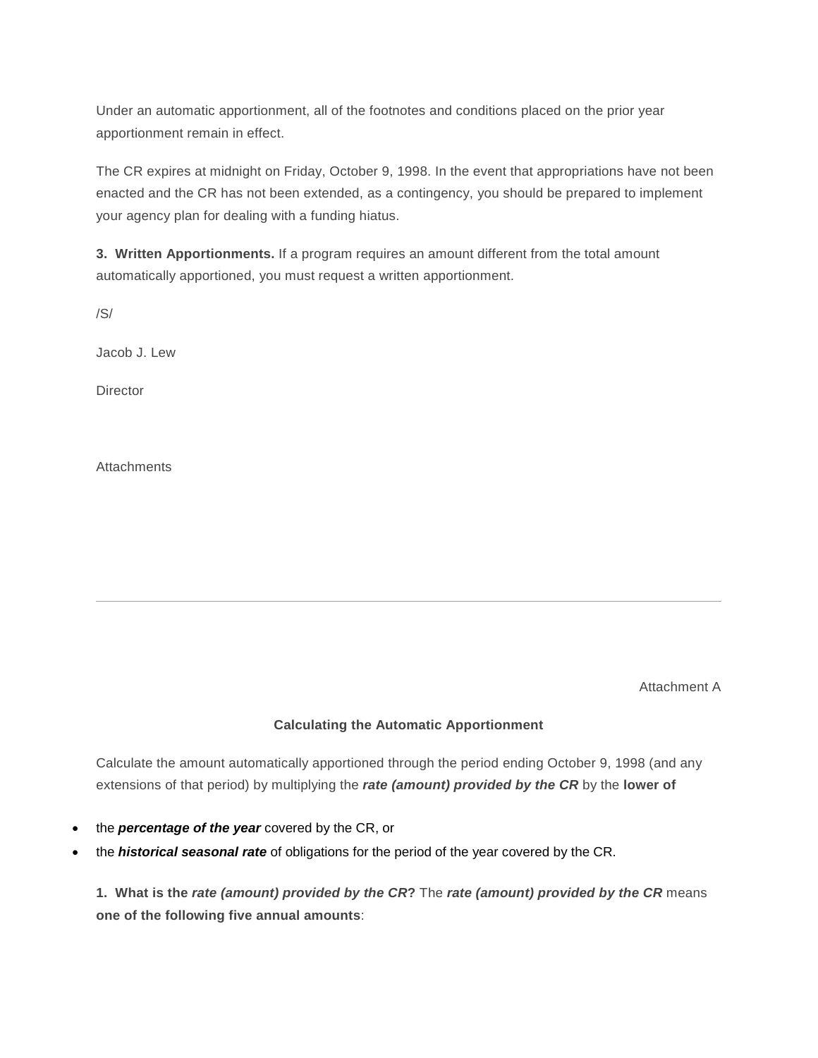Under an automatic apportionment, all of the footnotes and conditions placed on the prior year apportionment remain in effect.

The CR expires at midnight on Friday, October 9, 1998. In the event that appropriations have not been enacted and the CR has not been extended, as a contingency, you should be prepared to implement your agency plan for dealing with a funding hiatus.

**3. Written Apportionments.** If a program requires an amount different from the total amount automatically apportioned, you must request a written apportionment.

/S/

Jacob J. Lew

Director

Attachments

---

Attachment A

**Calculating the Automatic Apportionment**

Calculate the amount automatically apportioned through the period ending October 9, 1998 (and any extensions of that period) by multiplying the ***rate (amount) provided by the CR*** by the **lower of**

- the ***percentage of the year*** covered by the CR, or
- the ***historical seasonal rate*** of obligations for the period of the year covered by the CR.

**1. What is the *rate (amount) provided by the CR*?** The ***rate (amount) provided by the CR*** means **one of the following five annual amounts**: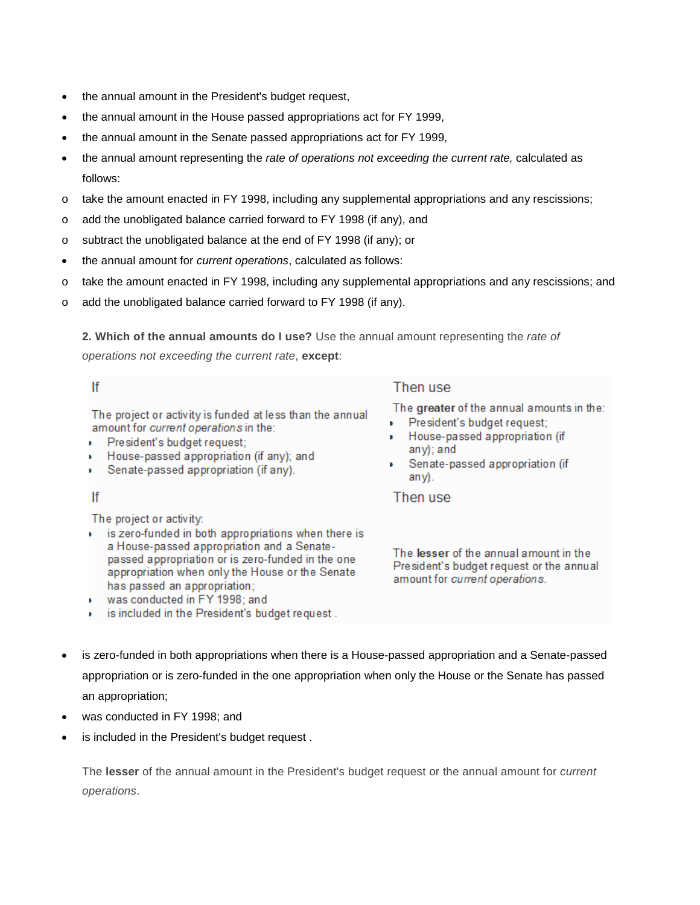- the annual amount in the President's budget request,
- the annual amount in the House passed appropriations act for FY 1999,
- the annual amount in the Senate passed appropriations act for FY 1999,
- the annual amount representing the *rate of operations not exceeding the current rate,* calculated as follows:
  - take the amount enacted in FY 1998, including any supplemental appropriations and any rescissions;
  - add the unobligated balance carried forward to FY 1998 (if any), and
  - subtract the unobligated balance at the end of FY 1998 (if any); or
- the annual amount for *current operations*, calculated as follows:
  - take the amount enacted in FY 1998, including any supplemental appropriations and any rescissions; and
  - add the unobligated balance carried forward to FY 1998 (if any).

**2. Which of the annual amounts do I use?** Use the annual amount representing the *rate of operations not exceeding the current rate*, **except**:

| If | Then use |
|---|---|
| The project or activity is funded at less than the annual amount for *current operations* in the: <br>• President's budget request; <br>• House-passed appropriation (if any); and <br>• Senate-passed appropriation (if any). | The **greater** of the annual amounts in the: <br>• President's budget request; <br>• House-passed appropriation (if any); and <br>• Senate-passed appropriation (if any). |
| **If** | **Then use** |
| The project or activity: <br>• is zero-funded in both appropriations when there is a House-passed appropriation and a Senate-passed appropriation or is zero-funded in the one appropriation when only the House or the Senate has passed an appropriation; <br>• was conducted in FY 1998; and <br>• is included in the President's budget request . | The **lesser** of the annual amount in the President's budget request or the annual amount for *current operations*. |

- is zero-funded in both appropriations when there is a House-passed appropriation and a Senate-passed appropriation or is zero-funded in the one appropriation when only the House or the Senate has passed an appropriation;
- was conducted in FY 1998; and
- is included in the President's budget request .

The **lesser** of the annual amount in the President's budget request or the annual amount for *current operations*.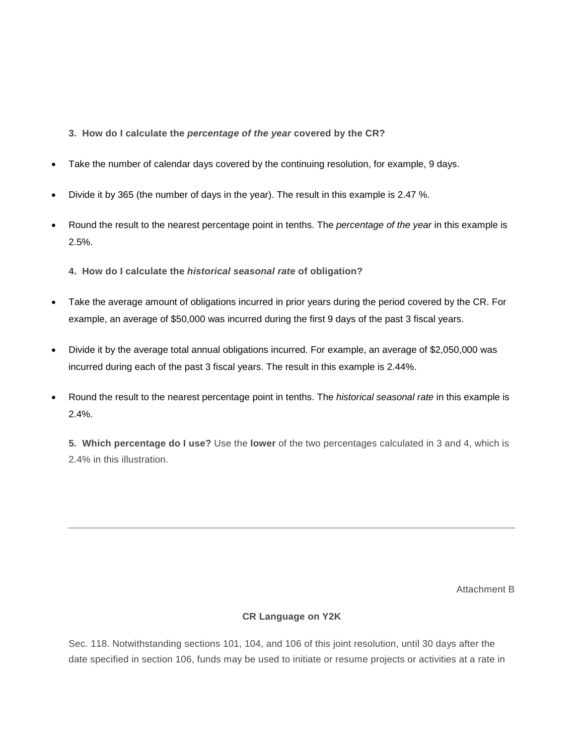**3. How do I calculate the *percentage of the year* covered by the CR?**

- Take the number of calendar days covered by the continuing resolution, for example, 9 days.
- Divide it by 365 (the number of days in the year). The result in this example is 2.47 %.
- Round the result to the nearest percentage point in tenths. The *percentage of the year* in this example is 2.5%.

**4. How do I calculate the *historical seasonal rate* of obligation?**

- Take the average amount of obligations incurred in prior years during the period covered by the CR. For example, an average of $50,000 was incurred during the first 9 days of the past 3 fiscal years.
- Divide it by the average total annual obligations incurred. For example, an average of $2,050,000 was incurred during each of the past 3 fiscal years. The result in this example is 2.44%.
- Round the result to the nearest percentage point in tenths. The *historical seasonal rate* in this example is 2.4%.

**5. Which percentage do I use?** Use the **lower** of the two percentages calculated in 3 and 4, which is 2.4% in this illustration.

---

Attachment B

**CR Language on Y2K**

Sec. 118. Notwithstanding sections 101, 104, and 106 of this joint resolution, until 30 days after the date specified in section 106, funds may be used to initiate or resume projects or activities at a rate in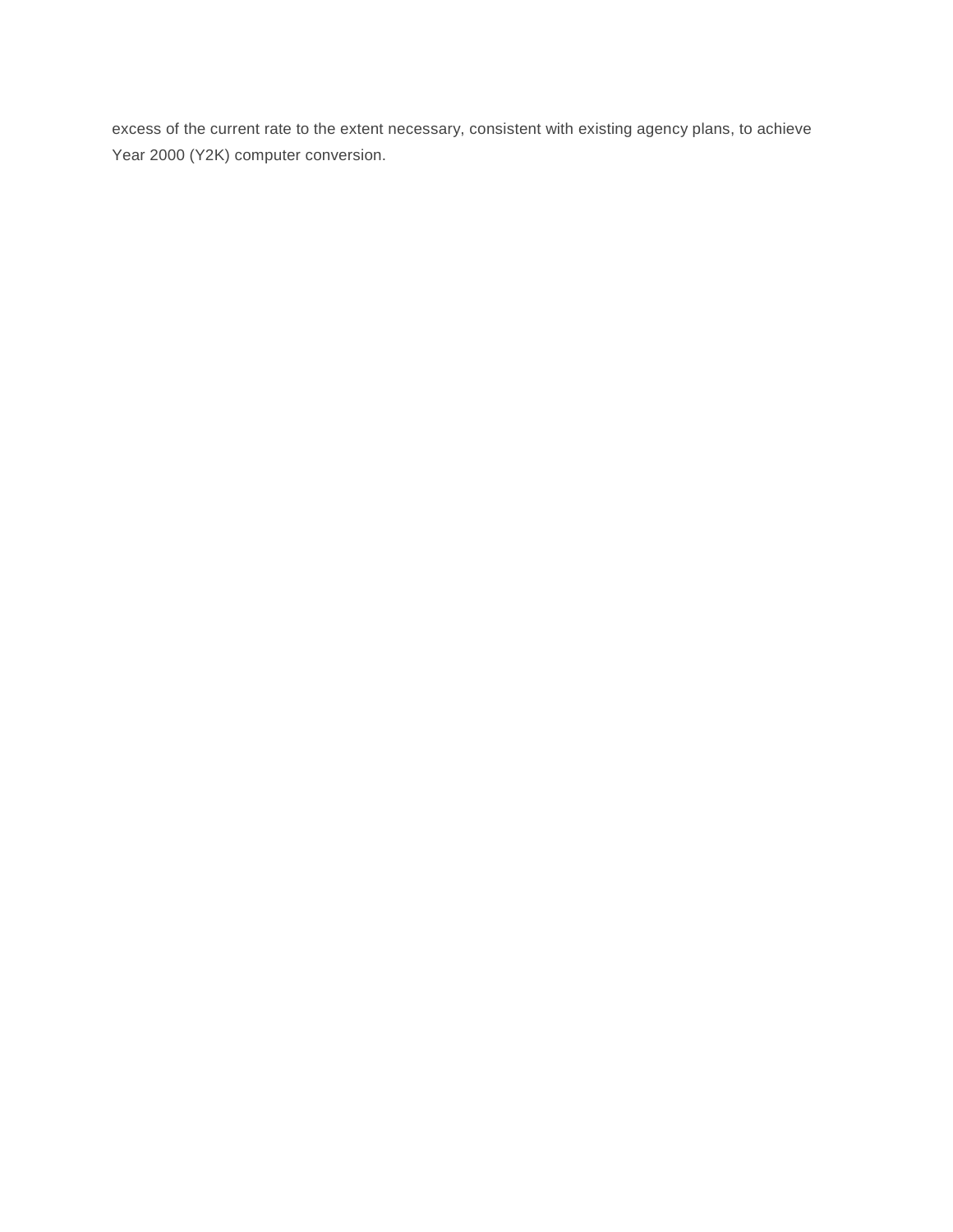excess of the current rate to the extent necessary, consistent with existing agency plans, to achieve Year 2000 (Y2K) computer conversion.